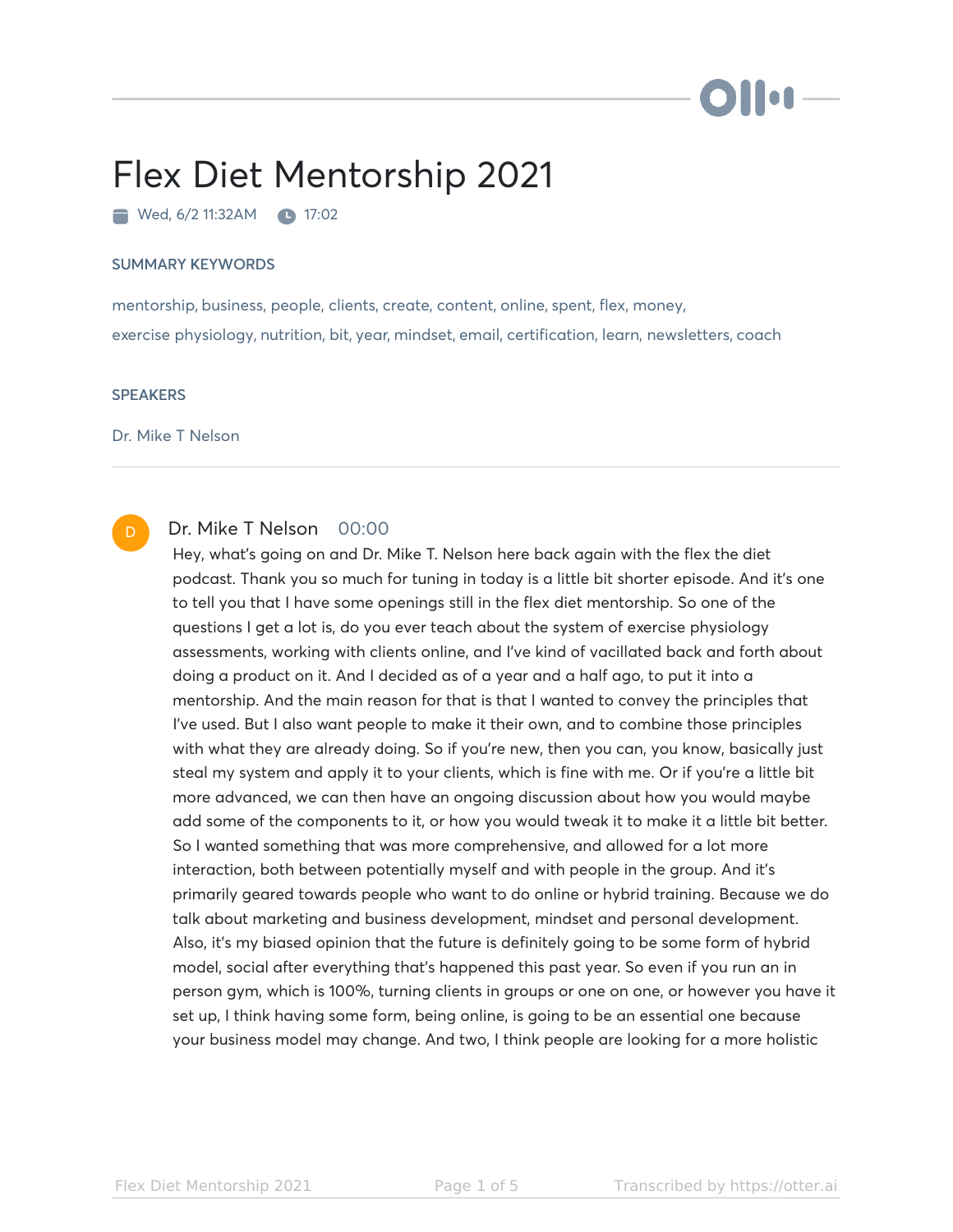# Flex Diet Mentorship 2021

Wed, 6/2 11:32AM  17:02

### SUMMARY KEYWORDS

mentorship, business, people, clients, create, content, online, spent, flex, money, exercise physiology, nutrition, bit, year, mindset, email, certification, learn, newsletters, coach

### SPEAKERS

Dr. Mike T Nelson

---

**Dr. Mike T Nelson** 00:00

Hey, what's going on and Dr. Mike T. Nelson here back again with the flex the diet podcast. Thank you so much for tuning in today is a little bit shorter episode. And it's one to tell you that I have some openings still in the flex diet mentorship. So one of the questions I get a lot is, do you ever teach about the system of exercise physiology assessments, working with clients online, and I've kind of vacillated back and forth about doing a product on it. And I decided as of a year and a half ago, to put it into a mentorship. And the main reason for that is that I wanted to convey the principles that I've used. But I also want people to make it their own, and to combine those principles with what they are already doing. So if you're new, then you can, you know, basically just steal my system and apply it to your clients, which is fine with me. Or if you're a little bit more advanced, we can then have an ongoing discussion about how you would maybe add some of the components to it, or how you would tweak it to make it a little bit better. So I wanted something that was more comprehensive, and allowed for a lot more interaction, both between potentially myself and with people in the group. And it's primarily geared towards people who want to do online or hybrid training. Because we do talk about marketing and business development, mindset and personal development. Also, it's my biased opinion that the future is definitely going to be some form of hybrid model, social after everything that's happened this past year. So even if you run an in person gym, which is 100%, turning clients in groups or one on one, or however you have it set up, I think having some form, being online, is going to be an essential one because your business model may change. And two, I think people are looking for a more holistic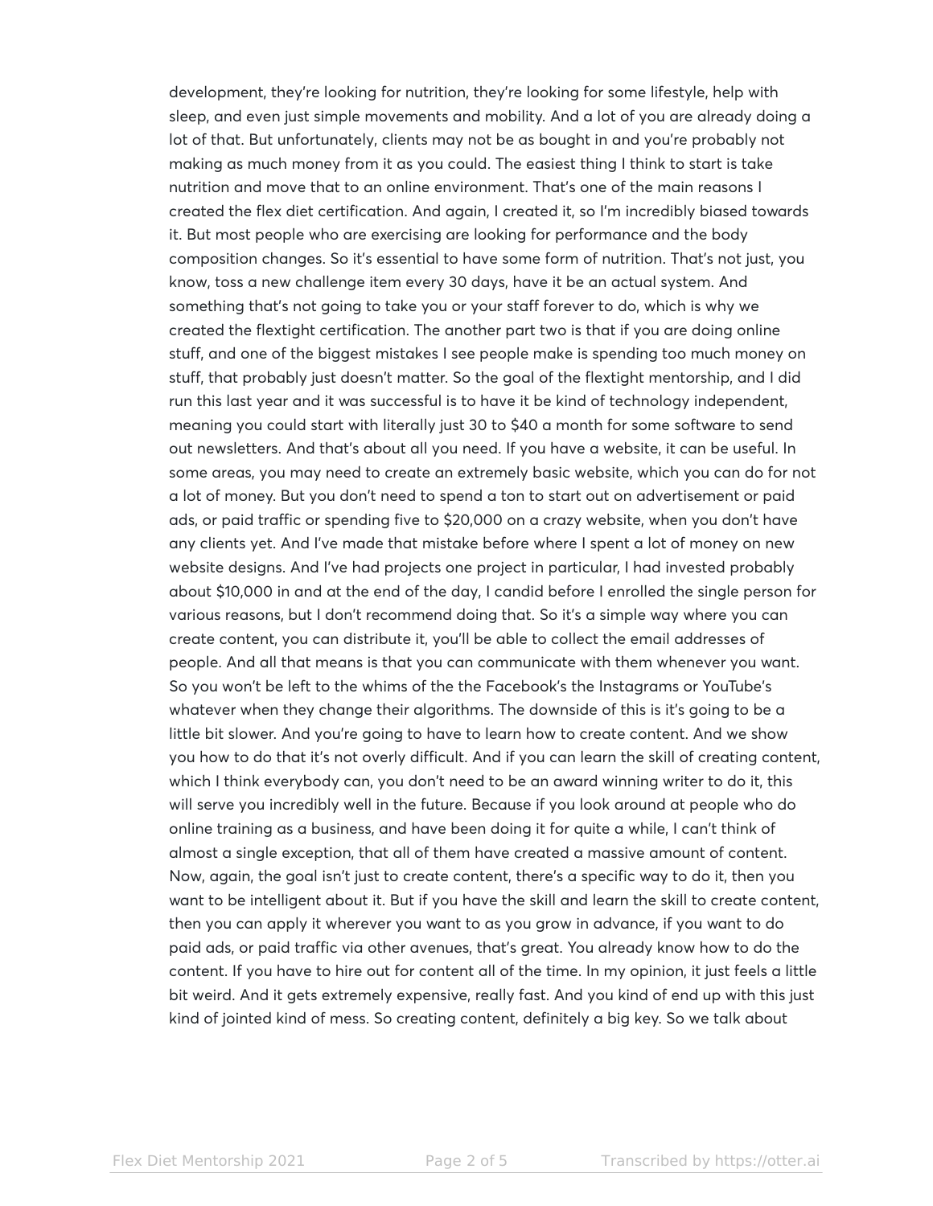development, they're looking for nutrition, they're looking for some lifestyle, help with sleep, and even just simple movements and mobility. And a lot of you are already doing a lot of that. But unfortunately, clients may not be as bought in and you're probably not making as much money from it as you could. The easiest thing I think to start is take nutrition and move that to an online environment. That's one of the main reasons I created the flex diet certification. And again, I created it, so I'm incredibly biased towards it. But most people who are exercising are looking for performance and the body composition changes. So it's essential to have some form of nutrition. That's not just, you know, toss a new challenge item every 30 days, have it be an actual system. And something that's not going to take you or your staff forever to do, which is why we created the flextight certification. The another part two is that if you are doing online stuff, and one of the biggest mistakes I see people make is spending too much money on stuff, that probably just doesn't matter. So the goal of the flextight mentorship, and I did run this last year and it was successful is to have it be kind of technology independent, meaning you could start with literally just 30 to $40 a month for some software to send out newsletters. And that's about all you need. If you have a website, it can be useful. In some areas, you may need to create an extremely basic website, which you can do for not a lot of money. But you don't need to spend a ton to start out on advertisement or paid ads, or paid traffic or spending five to $20,000 on a crazy website, when you don't have any clients yet. And I've made that mistake before where I spent a lot of money on new website designs. And I've had projects one project in particular, I had invested probably about $10,000 in and at the end of the day, I candid before I enrolled the single person for various reasons, but I don't recommend doing that. So it's a simple way where you can create content, you can distribute it, you'll be able to collect the email addresses of people. And all that means is that you can communicate with them whenever you want. So you won't be left to the whims of the the Facebook's the Instagrams or YouTube's whatever when they change their algorithms. The downside of this is it's going to be a little bit slower. And you're going to have to learn how to create content. And we show you how to do that it's not overly difficult. And if you can learn the skill of creating content, which I think everybody can, you don't need to be an award winning writer to do it, this will serve you incredibly well in the future. Because if you look around at people who do online training as a business, and have been doing it for quite a while, I can't think of almost a single exception, that all of them have created a massive amount of content. Now, again, the goal isn't just to create content, there's a specific way to do it, then you want to be intelligent about it. But if you have the skill and learn the skill to create content, then you can apply it wherever you want to as you grow in advance, if you want to do paid ads, or paid traffic via other avenues, that's great. You already know how to do the content. If you have to hire out for content all of the time. In my opinion, it just feels a little bit weird. And it gets extremely expensive, really fast. And you kind of end up with this just kind of jointed kind of mess. So creating content, definitely a big key. So we talk about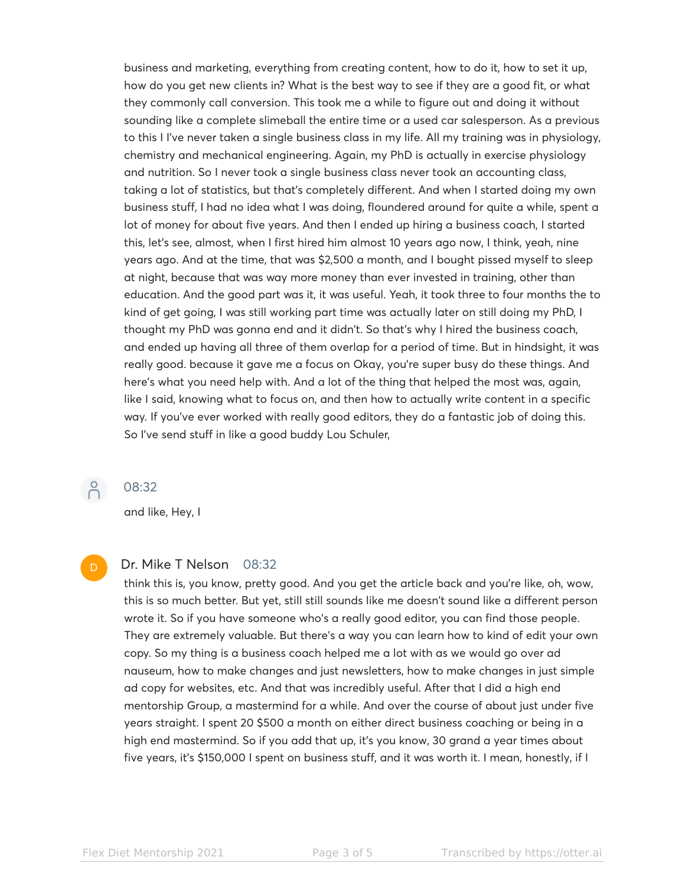business and marketing, everything from creating content, how to do it, how to set it up, how do you get new clients in? What is the best way to see if they are a good fit, or what they commonly call conversion. This took me a while to figure out and doing it without sounding like a complete slimeball the entire time or a used car salesperson. As a previous to this I I've never taken a single business class in my life. All my training was in physiology, chemistry and mechanical engineering. Again, my PhD is actually in exercise physiology and nutrition. So I never took a single business class never took an accounting class, taking a lot of statistics, but that's completely different. And when I started doing my own business stuff, I had no idea what I was doing, floundered around for quite a while, spent a lot of money for about five years. And then I ended up hiring a business coach, I started this, let's see, almost, when I first hired him almost 10 years ago now, I think, yeah, nine years ago. And at the time, that was $2,500 a month, and I bought pissed myself to sleep at night, because that was way more money than ever invested in training, other than education. And the good part was it, it was useful. Yeah, it took three to four months the to kind of get going, I was still working part time was actually later on still doing my PhD, I thought my PhD was gonna end and it didn't. So that's why I hired the business coach, and ended up having all three of them overlap for a period of time. But in hindsight, it was really good. because it gave me a focus on Okay, you're super busy do these things. And here's what you need help with. And a lot of the thing that helped the most was, again, like I said, knowing what to focus on, and then how to actually write content in a specific way. If you've ever worked with really good editors, they do a fantastic job of doing this. So I've send stuff in like a good buddy Lou Schuler,

08:32

and like, Hey, I

**Dr. Mike T Nelson** 08:32

think this is, you know, pretty good. And you get the article back and you're like, oh, wow, this is so much better. But yet, still still sounds like me doesn't sound like a different person wrote it. So if you have someone who's a really good editor, you can find those people. They are extremely valuable. But there's a way you can learn how to kind of edit your own copy. So my thing is a business coach helped me a lot with as we would go over ad nauseum, how to make changes and just newsletters, how to make changes in just simple ad copy for websites, etc. And that was incredibly useful. After that I did a high end mentorship Group, a mastermind for a while. And over the course of about just under five years straight. I spent 20 $500 a month on either direct business coaching or being in a high end mastermind. So if you add that up, it's you know, 30 grand a year times about five years, it's $150,000 I spent on business stuff, and it was worth it. I mean, honestly, if I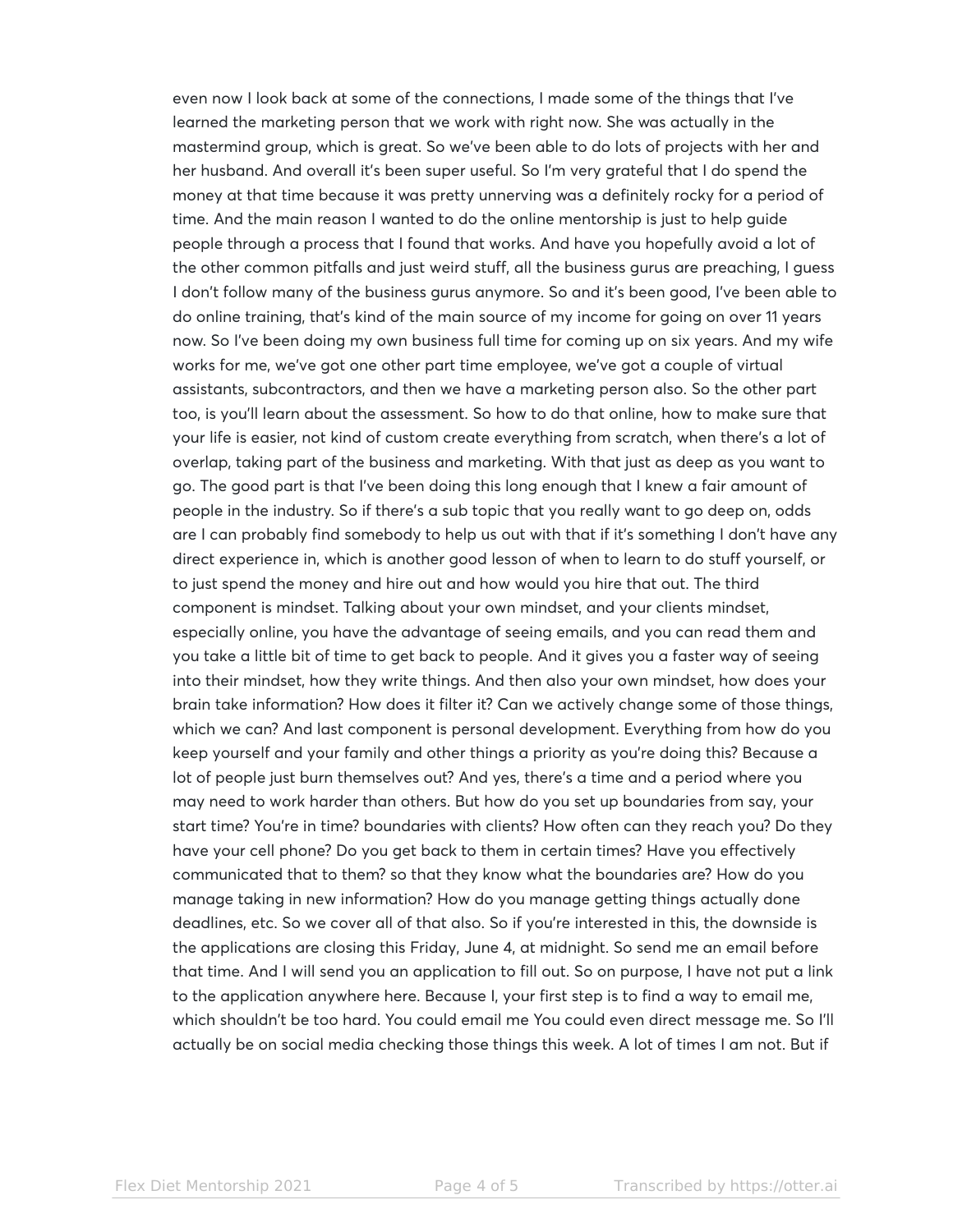even now I look back at some of the connections, I made some of the things that I've learned the marketing person that we work with right now. She was actually in the mastermind group, which is great. So we've been able to do lots of projects with her and her husband. And overall it's been super useful. So I'm very grateful that I do spend the money at that time because it was pretty unnerving was a definitely rocky for a period of time. And the main reason I wanted to do the online mentorship is just to help guide people through a process that I found that works. And have you hopefully avoid a lot of the other common pitfalls and just weird stuff, all the business gurus are preaching, I guess I don't follow many of the business gurus anymore. So and it's been good, I've been able to do online training, that's kind of the main source of my income for going on over 11 years now. So I've been doing my own business full time for coming up on six years. And my wife works for me, we've got one other part time employee, we've got a couple of virtual assistants, subcontractors, and then we have a marketing person also. So the other part too, is you'll learn about the assessment. So how to do that online, how to make sure that your life is easier, not kind of custom create everything from scratch, when there's a lot of overlap, taking part of the business and marketing. With that just as deep as you want to go. The good part is that I've been doing this long enough that I knew a fair amount of people in the industry. So if there's a sub topic that you really want to go deep on, odds are I can probably find somebody to help us out with that if it's something I don't have any direct experience in, which is another good lesson of when to learn to do stuff yourself, or to just spend the money and hire out and how would you hire that out. The third component is mindset. Talking about your own mindset, and your clients mindset, especially online, you have the advantage of seeing emails, and you can read them and you take a little bit of time to get back to people. And it gives you a faster way of seeing into their mindset, how they write things. And then also your own mindset, how does your brain take information? How does it filter it? Can we actively change some of those things, which we can? And last component is personal development. Everything from how do you keep yourself and your family and other things a priority as you're doing this? Because a lot of people just burn themselves out? And yes, there's a time and a period where you may need to work harder than others. But how do you set up boundaries from say, your start time? You're in time? boundaries with clients? How often can they reach you? Do they have your cell phone? Do you get back to them in certain times? Have you effectively communicated that to them? so that they know what the boundaries are? How do you manage taking in new information? How do you manage getting things actually done deadlines, etc. So we cover all of that also. So if you're interested in this, the downside is the applications are closing this Friday, June 4, at midnight. So send me an email before that time. And I will send you an application to fill out. So on purpose, I have not put a link to the application anywhere here. Because I, your first step is to find a way to email me, which shouldn't be too hard. You could email me You could even direct message me. So I'll actually be on social media checking those things this week. A lot of times I am not. But if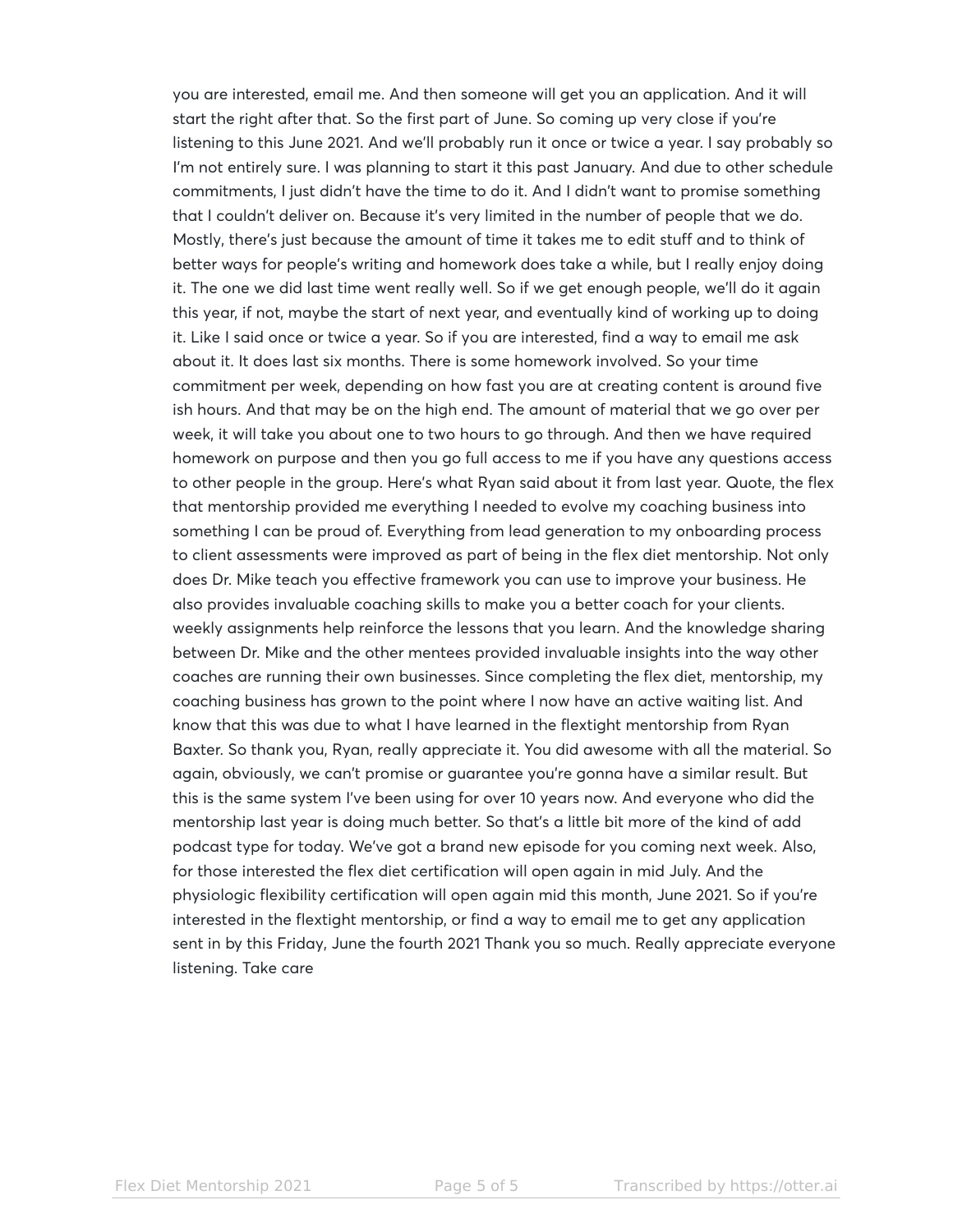you are interested, email me. And then someone will get you an application. And it will start the right after that. So the first part of June. So coming up very close if you're listening to this June 2021. And we'll probably run it once or twice a year. I say probably so I'm not entirely sure. I was planning to start it this past January. And due to other schedule commitments, I just didn't have the time to do it. And I didn't want to promise something that I couldn't deliver on. Because it's very limited in the number of people that we do. Mostly, there's just because the amount of time it takes me to edit stuff and to think of better ways for people's writing and homework does take a while, but I really enjoy doing it. The one we did last time went really well. So if we get enough people, we'll do it again this year, if not, maybe the start of next year, and eventually kind of working up to doing it. Like I said once or twice a year. So if you are interested, find a way to email me ask about it. It does last six months. There is some homework involved. So your time commitment per week, depending on how fast you are at creating content is around five ish hours. And that may be on the high end. The amount of material that we go over per week, it will take you about one to two hours to go through. And then we have required homework on purpose and then you go full access to me if you have any questions access to other people in the group. Here's what Ryan said about it from last year. Quote, the flex that mentorship provided me everything I needed to evolve my coaching business into something I can be proud of. Everything from lead generation to my onboarding process to client assessments were improved as part of being in the flex diet mentorship. Not only does Dr. Mike teach you effective framework you can use to improve your business. He also provides invaluable coaching skills to make you a better coach for your clients. weekly assignments help reinforce the lessons that you learn. And the knowledge sharing between Dr. Mike and the other mentees provided invaluable insights into the way other coaches are running their own businesses. Since completing the flex diet, mentorship, my coaching business has grown to the point where I now have an active waiting list. And know that this was due to what I have learned in the flextight mentorship from Ryan Baxter. So thank you, Ryan, really appreciate it. You did awesome with all the material. So again, obviously, we can't promise or guarantee you're gonna have a similar result. But this is the same system I've been using for over 10 years now. And everyone who did the mentorship last year is doing much better. So that's a little bit more of the kind of add podcast type for today. We've got a brand new episode for you coming next week. Also, for those interested the flex diet certification will open again in mid July. And the physiologic flexibility certification will open again mid this month, June 2021. So if you're interested in the flextight mentorship, or find a way to email me to get any application sent in by this Friday, June the fourth 2021 Thank you so much. Really appreciate everyone listening. Take care